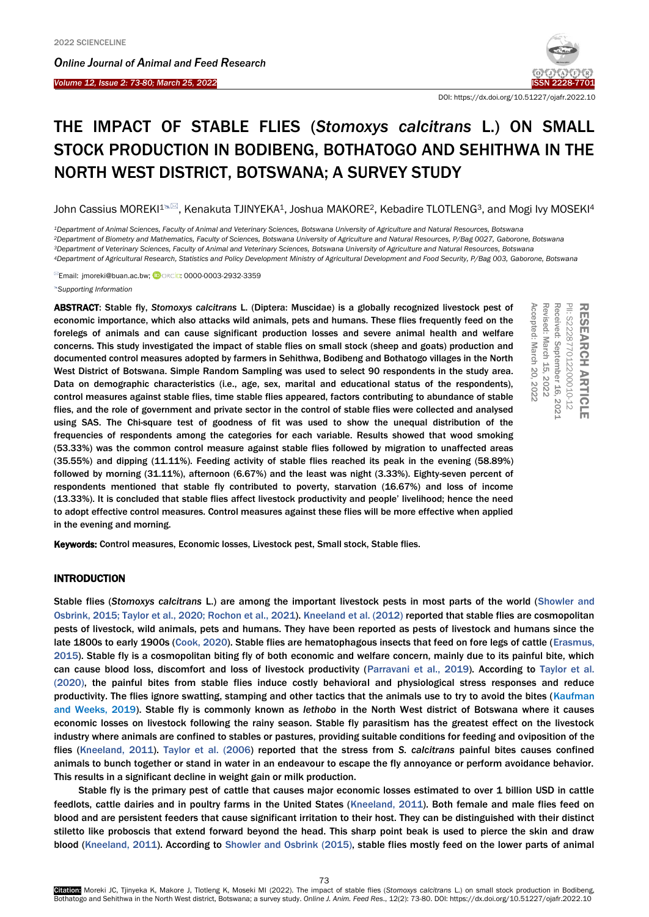# THE IMPACT OF STABLE FLIES (*Stomoxys calcitrans* L.) ON SMALL STOCK PRODUCTION IN BODIBENG, BOTHATOGO AND SEHITHWA IN THE NORTH WEST DISTRICT, BOTSWANA; A SURVEY STUDY

John Cassius MOREKI[1], Kenakuta TJINYEKA[1], Joshua MAKORE[2], Kebadire TLOTLENG[3], and Mogi Ivy MOSEKI[4]

[1]Department of Animal Sciences, Faculty of Animal and Veterinary Sciences, Botswana University of Agriculture and Natural Resources, Botswana
[2]Department of Biometry and Mathematics, Faculty of Sciences, Botswana University of Agriculture and Natural Resources, P/Bag 0027, Gaborone, Botswana
[3]Department of Veterinary Sciences, Faculty of Animal and Veterinary Sciences, Botswana University of Agriculture and Natural Resources, Botswana
[4]Department of Agricultural Research, Statistics and Policy Development Ministry of Agricultural Development and Food Security, P/Bag 003, Gaborone, Botswana

Email: jmoreki@buan.ac.bw; ORCID: 0000-0003-2932-3359

Supporting Information

RESEARCH ARTICLE
PII: S222877012200010-12
Received: September 16, 2021
Revised: March 15, 2022
Accepted: March 20, 2022

**ABSTRACT**: Stable fly, *Stomoxys calcitrans* L. (Diptera: Muscidae) is a globally recognized livestock pest of economic importance, which also attacks wild animals, pets and humans. These flies frequently feed on the forelegs of animals and can cause significant production losses and severe animal health and welfare concerns. This study investigated the impact of stable flies on small stock (sheep and goats) production and documented control measures adopted by farmers in Sehithwa, Bodibeng and Bothatogo villages in the North West District of Botswana. Simple Random Sampling was used to select 90 respondents in the study area. Data on demographic characteristics (i.e., age, sex, marital and educational status of the respondents), control measures against stable flies, time stable flies appeared, factors contributing to abundance of stable flies, and the role of government and private sector in the control of stable flies were collected and analysed using SAS. The Chi-square test of goodness of fit was used to show the unequal distribution of the frequencies of respondents among the categories for each variable. Results showed that wood smoking (53.33%) was the common control measure against stable flies followed by migration to unaffected areas (35.55%) and dipping (11.11%). Feeding activity of stable flies reached its peak in the evening (58.89%) followed by morning (31.11%), afternoon (6.67%) and the least was night (3.33%). Eighty-seven percent of respondents mentioned that stable fly contributed to poverty, starvation (16.67%) and loss of income (13.33%). It is concluded that stable flies affect livestock productivity and people' livelihood; hence the need to adopt effective control measures. Control measures against these flies will be more effective when applied in the evening and morning.

**Keywords:** Control measures, Economic losses, Livestock pest, Small stock, Stable flies.

## INTRODUCTION

Stable flies (*Stomoxys calcitrans* L.) are among the important livestock pests in most parts of the world (Showler and Osbrink, 2015; Taylor et al., 2020; Rochon et al., 2021). Kneeland et al. (2012) reported that stable flies are cosmopolitan pests of livestock, wild animals, pets and humans. They have been reported as pests of livestock and humans since the late 1800s to early 1900s (Cook, 2020). Stable flies are hematophagous insects that feed on fore legs of cattle (Erasmus, 2015). Stable fly is a cosmopolitan biting fly of both economic and welfare concern, mainly due to its painful bite, which can cause blood loss, discomfort and loss of livestock productivity (Parravani et al., 2019). According to Taylor et al. (2020), the painful bites from stable flies induce costly behavioral and physiological stress responses and reduce productivity. The flies ignore swatting, stamping and other tactics that the animals use to try to avoid the bites (Kaufman and Weeks, 2019). Stable fly is commonly known as *lethobo* in the North West district of Botswana where it causes economic losses on livestock following the rainy season. Stable fly parasitism has the greatest effect on the livestock industry where animals are confined to stables or pastures, providing suitable conditions for feeding and oviposition of the flies (Kneeland, 2011). Taylor et al. (2006) reported that the stress from *S. calcitrans* painful bites causes confined animals to bunch together or stand in water in an endeavour to escape the fly annoyance or perform avoidance behavior. This results in a significant decline in weight gain or milk production.

Stable fly is the primary pest of cattle that causes major economic losses estimated to over 1 billion USD in cattle feedlots, cattle dairies and in poultry farms in the United States (Kneeland, 2011). Both female and male flies feed on blood and are persistent feeders that cause significant irritation to their host. They can be distinguished with their distinct stiletto like proboscis that extend forward beyond the head. This sharp point beak is used to pierce the skin and draw blood (Kneeland, 2011). According to Showler and Osbrink (2015), stable flies mostly feed on the lower parts of animal

**Citation:** Moreki JC, Tjinyeka K, Makore J, Tlotleng K, Moseki MI (2022). The impact of stable flies (*Stomoxys calcitrans* L.) on small stock production in Bodibeng, Bothatogo and Sehithwa in the North West district, Botswana; a survey study. *Online J. Anim. Feed Res.*, 12(2): 73-80. DOI: https://dx.doi.org/10.51227/ojafr.2022.10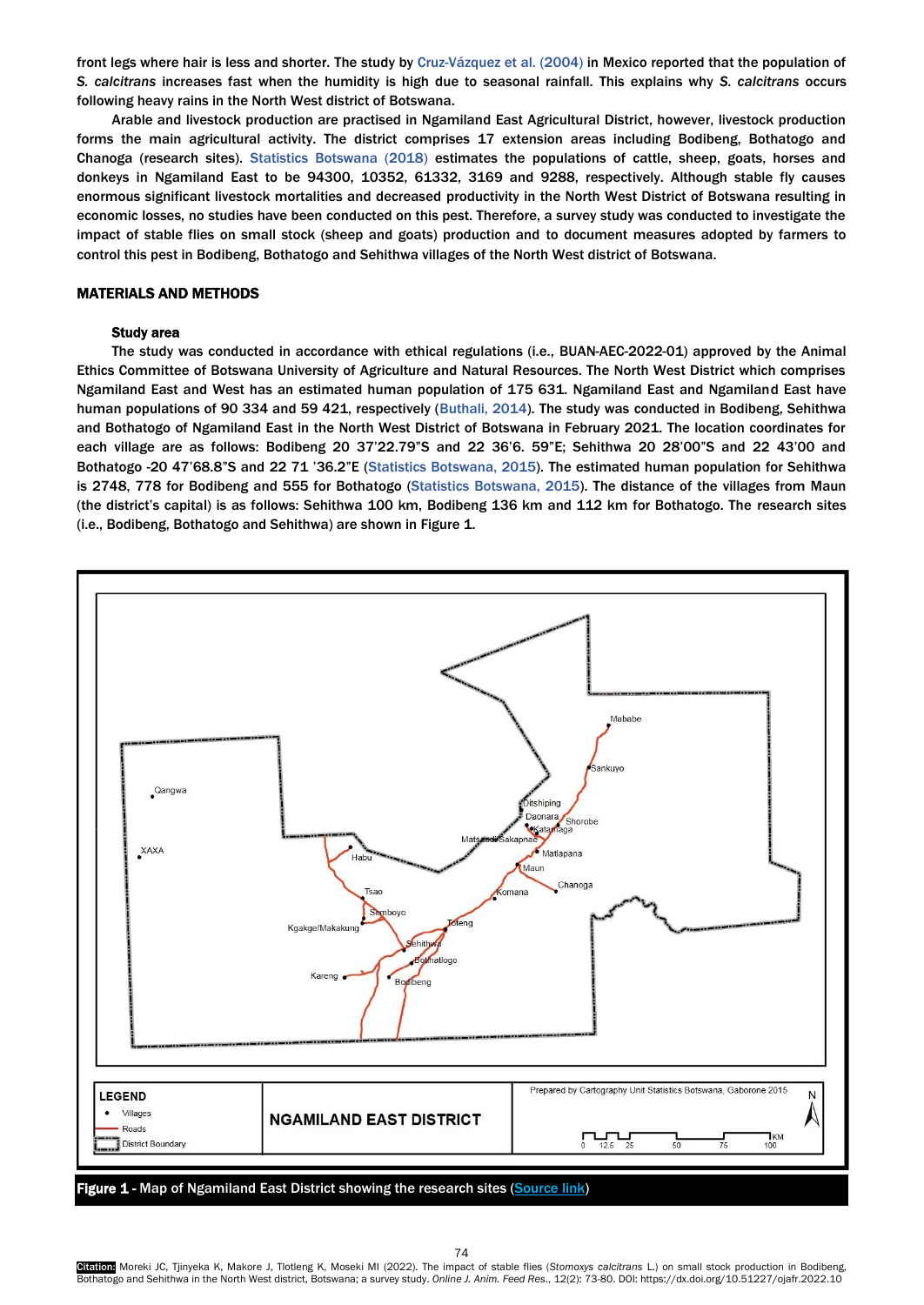front legs where hair is less and shorter. The study by Cruz-Vázquez et al. (2004) in Mexico reported that the population of *S. calcitrans* increases fast when the humidity is high due to seasonal rainfall. This explains why *S. calcitrans* occurs following heavy rains in the North West district of Botswana.

Arable and livestock production are practised in Ngamiland East Agricultural District, however, livestock production forms the main agricultural activity. The district comprises 17 extension areas including Bodibeng, Bothatogo and Chanoga (research sites). Statistics Botswana (2018) estimates the populations of cattle, sheep, goats, horses and donkeys in Ngamiland East to be 94300, 10352, 61332, 3169 and 9288, respectively. Although stable fly causes enormous significant livestock mortalities and decreased productivity in the North West District of Botswana resulting in economic losses, no studies have been conducted on this pest. Therefore, a survey study was conducted to investigate the impact of stable flies on small stock (sheep and goats) production and to document measures adopted by farmers to control this pest in Bodibeng, Bothatogo and Sehithwa villages of the North West district of Botswana.

## MATERIALS AND METHODS

### Study area

The study was conducted in accordance with ethical regulations (i.e., BUAN-AEC-2022-01) approved by the Animal Ethics Committee of Botswana University of Agriculture and Natural Resources. The North West District which comprises Ngamiland East and West has an estimated human population of 175 631. Ngamiland East and Ngamiland East have human populations of 90 334 and 59 421, respectively (Buthali, 2014). The study was conducted in Bodibeng, Sehithwa and Bothatogo of Ngamiland East in the North West District of Botswana in February 2021. The location coordinates for each village are as follows: Bodibeng 20 37'22.79"S and 22 36'6. 59"E; Sehithwa 20 28'00"S and 22 43'00 and Bothatogo -20 47'68.8"S and 22 71 '36.2"E (Statistics Botswana, 2015). The estimated human population for Sehithwa is 2748, 778 for Bodibeng and 555 for Bothatogo (Statistics Botswana, 2015). The distance of the villages from Maun (the district's capital) is as follows: Sehithwa 100 km, Bodibeng 136 km and 112 km for Bothatogo. The research sites (i.e., Bodibeng, Bothatogo and Sehithwa) are shown in Figure 1.

**Figure 1** - Map of Ngamiland East District showing the research sites (Source link)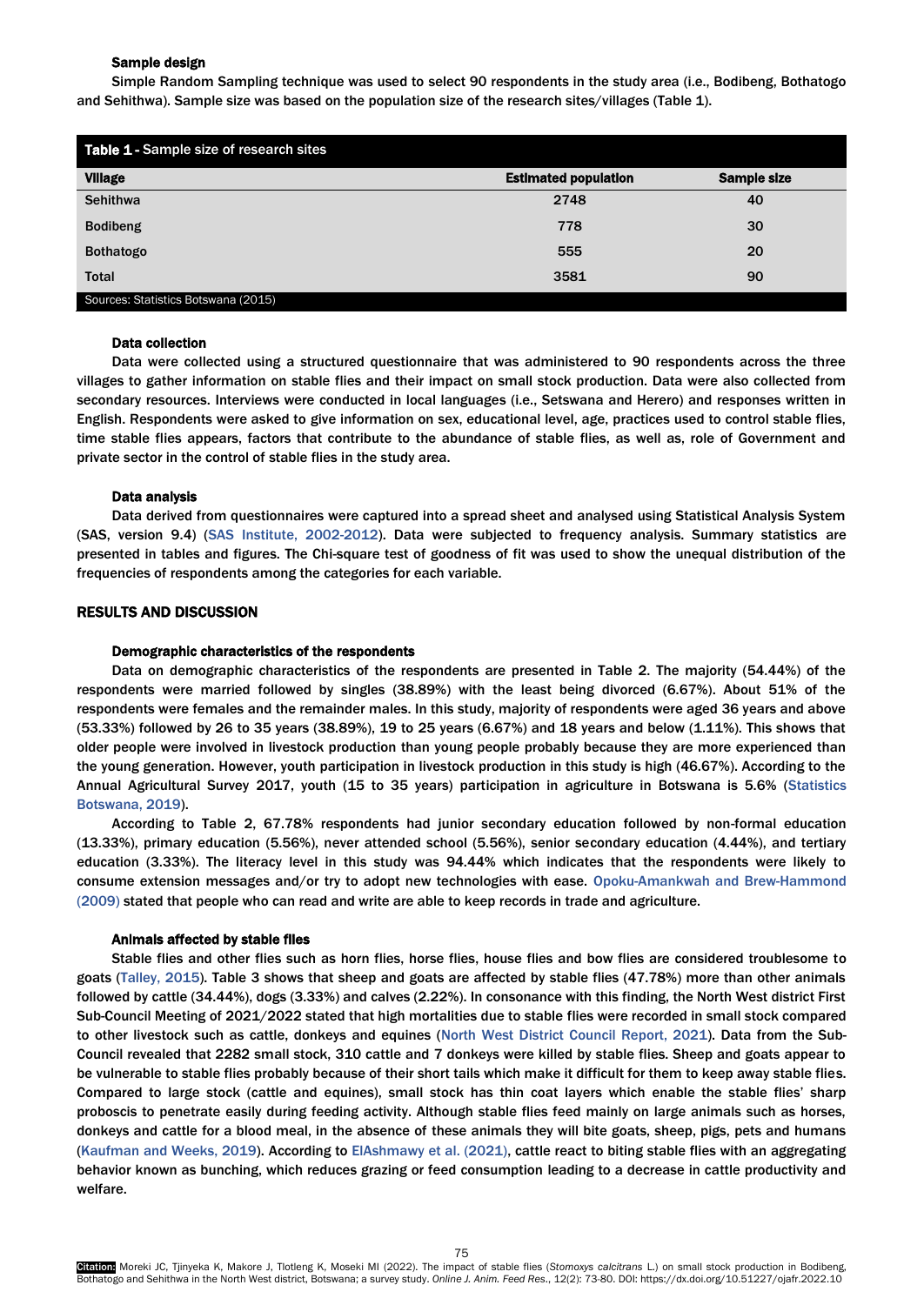### Sample design

Simple Random Sampling technique was used to select 90 respondents in the study area (i.e., Bodibeng, Bothatogo and Sehithwa). Sample size was based on the population size of the research sites/villages (Table 1).

**Table 1** - Sample size of research sites

| Village | Estimated population | Sample size |
|---|---|---|
| Sehithwa | 2748 | 40 |
| Bodibeng | 778 | 30 |
| Bothatogo | 555 | 20 |
| Total | 3581 | 90 |

Sources: Statistics Botswana (2015)

### Data collection

Data were collected using a structured questionnaire that was administered to 90 respondents across the three villages to gather information on stable flies and their impact on small stock production. Data were also collected from secondary resources. Interviews were conducted in local languages (i.e., Setswana and Herero) and responses written in English. Respondents were asked to give information on sex, educational level, age, practices used to control stable flies, time stable flies appears, factors that contribute to the abundance of stable flies, as well as, role of Government and private sector in the control of stable flies in the study area.

### Data analysis

Data derived from questionnaires were captured into a spread sheet and analysed using Statistical Analysis System (SAS, version 9.4) (SAS Institute, 2002-2012). Data were subjected to frequency analysis. Summary statistics are presented in tables and figures. The Chi-square test of goodness of fit was used to show the unequal distribution of the frequencies of respondents among the categories for each variable.

## RESULTS AND DISCUSSION

### Demographic characteristics of the respondents

Data on demographic characteristics of the respondents are presented in Table 2. The majority (54.44%) of the respondents were married followed by singles (38.89%) with the least being divorced (6.67%). About 51% of the respondents were females and the remainder males. In this study, majority of respondents were aged 36 years and above (53.33%) followed by 26 to 35 years (38.89%), 19 to 25 years (6.67%) and 18 years and below (1.11%). This shows that older people were involved in livestock production than young people probably because they are more experienced than the young generation. However, youth participation in livestock production in this study is high (46.67%). According to the Annual Agricultural Survey 2017, youth (15 to 35 years) participation in agriculture in Botswana is 5.6% (Statistics Botswana, 2019).

According to Table 2, 67.78% respondents had junior secondary education followed by non-formal education (13.33%), primary education (5.56%), never attended school (5.56%), senior secondary education (4.44%), and tertiary education (3.33%). The literacy level in this study was 94.44% which indicates that the respondents were likely to consume extension messages and/or try to adopt new technologies with ease. Opoku-Amankwah and Brew-Hammond (2009) stated that people who can read and write are able to keep records in trade and agriculture.

### Animals affected by stable flies

Stable flies and other flies such as horn flies, horse flies, house flies and bow flies are considered troublesome to goats (Talley, 2015). Table 3 shows that sheep and goats are affected by stable flies (47.78%) more than other animals followed by cattle (34.44%), dogs (3.33%) and calves (2.22%). In consonance with this finding, the North West district First Sub-Council Meeting of 2021/2022 stated that high mortalities due to stable flies were recorded in small stock compared to other livestock such as cattle, donkeys and equines (North West District Council Report, 2021). Data from the Sub-Council revealed that 2282 small stock, 310 cattle and 7 donkeys were killed by stable flies. Sheep and goats appear to be vulnerable to stable flies probably because of their short tails which make it difficult for them to keep away stable flies. Compared to large stock (cattle and equines), small stock has thin coat layers which enable the stable flies' sharp proboscis to penetrate easily during feeding activity. Although stable flies feed mainly on large animals such as horses, donkeys and cattle for a blood meal, in the absence of these animals they will bite goats, sheep, pigs, pets and humans (Kaufman and Weeks, 2019). According to ElAshmawy et al. (2021), cattle react to biting stable flies with an aggregating behavior known as bunching, which reduces grazing or feed consumption leading to a decrease in cattle productivity and welfare.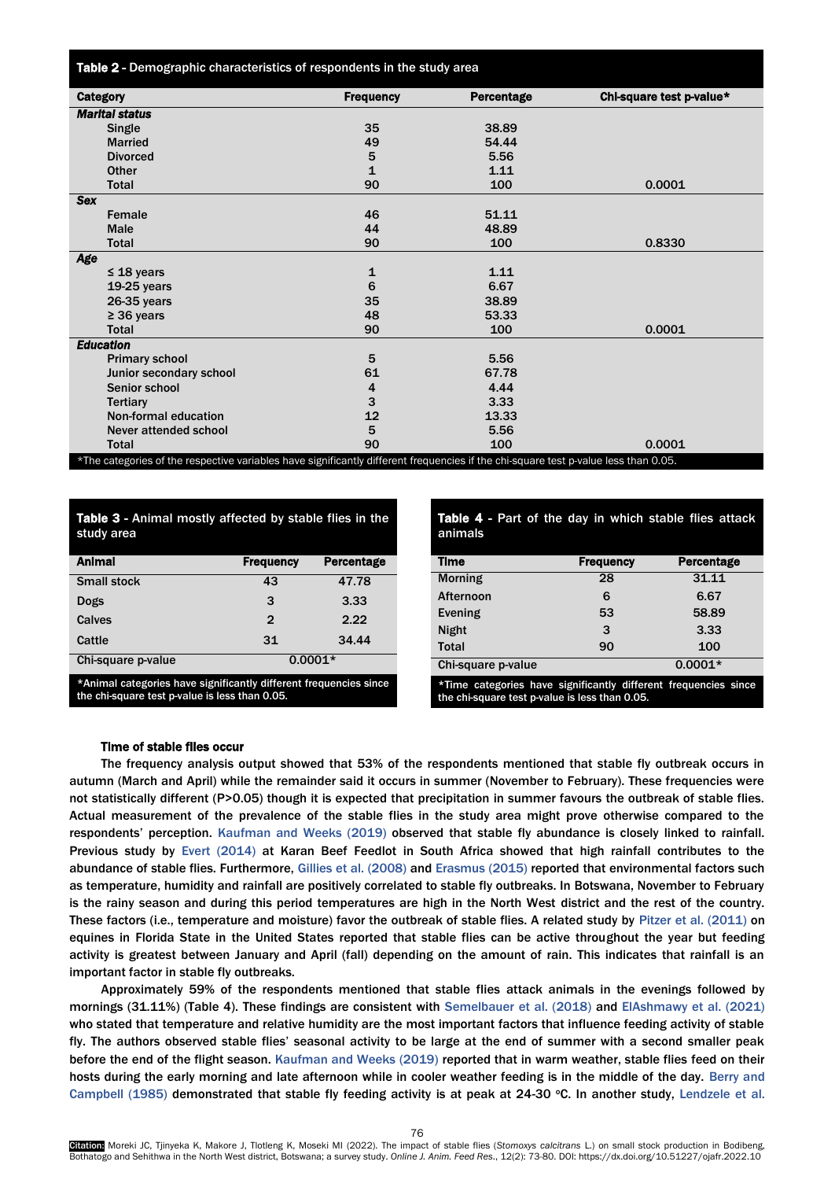**Table 2** - Demographic characteristics of respondents in the study area

| Category | Frequency | Percentage | Chi-square test p-value* |
|---|---|---|---|
| ***Marital status*** | | | |
| Single | 35 | 38.89 | |
| Married | 49 | 54.44 | |
| Divorced | 5 | 5.56 | |
| Other | 1 | 1.11 | |
| Total | 90 | 100 | 0.0001 |
| ***Sex*** | | | |
| Female | 46 | 51.11 | |
| Male | 44 | 48.89 | |
| Total | 90 | 100 | 0.8330 |
| ***Age*** | | | |
| ≤ 18 years | 1 | 1.11 | |
| 19-25 years | 6 | 6.67 | |
| 26-35 years | 35 | 38.89 | |
| ≥ 36 years | 48 | 53.33 | |
| Total | 90 | 100 | 0.0001 |
| ***Education*** | | | |
| Primary school | 5 | 5.56 | |
| Junior secondary school | 61 | 67.78 | |
| Senior school | 4 | 4.44 | |
| Tertiary | 3 | 3.33 | |
| Non-formal education | 12 | 13.33 | |
| Never attended school | 5 | 5.56 | |
| Total | 90 | 100 | 0.0001 |

*The categories of the respective variables have significantly different frequencies if the chi-square test p-value less than 0.05.

**Table 3** - Animal mostly affected by stable flies in the study area

| Animal | Frequency | Percentage |
|---|---|---|
| Small stock | 43 | 47.78 |
| Dogs | 3 | 3.33 |
| Calves | 2 | 2.22 |
| Cattle | 31 | 34.44 |
| Chi-square p-value | 0.0001* | |

*Animal categories have significantly different frequencies since the chi-square test p-value is less than 0.05.

**Table 4** - Part of the day in which stable flies attack animals

| Time | Frequency | Percentage |
|---|---|---|
| Morning | 28 | 31.11 |
| Afternoon | 6 | 6.67 |
| Evening | 53 | 58.89 |
| Night | 3 | 3.33 |
| Total | 90 | 100 |
| Chi-square p-value | | 0.0001* |

*Time categories have significantly different frequencies since the chi-square test p-value is less than 0.05.

### Time of stable flies occur

The frequency analysis output showed that 53% of the respondents mentioned that stable fly outbreak occurs in autumn (March and April) while the remainder said it occurs in summer (November to February). These frequencies were not statistically different (P>0.05) though it is expected that precipitation in summer favours the outbreak of stable flies. Actual measurement of the prevalence of the stable flies in the study area might prove otherwise compared to the respondents' perception. Kaufman and Weeks (2019) observed that stable fly abundance is closely linked to rainfall. Previous study by Evert (2014) at Karan Beef Feedlot in South Africa showed that high rainfall contributes to the abundance of stable flies. Furthermore, Gillies et al. (2008) and Erasmus (2015) reported that environmental factors such as temperature, humidity and rainfall are positively correlated to stable fly outbreaks. In Botswana, November to February is the rainy season and during this period temperatures are high in the North West district and the rest of the country. These factors (i.e., temperature and moisture) favor the outbreak of stable flies. A related study by Pitzer et al. (2011) on equines in Florida State in the United States reported that stable flies can be active throughout the year but feeding activity is greatest between January and April (fall) depending on the amount of rain. This indicates that rainfall is an important factor in stable fly outbreaks.

Approximately 59% of the respondents mentioned that stable flies attack animals in the evenings followed by mornings (31.11%) (Table 4). These findings are consistent with Semelbauer et al. (2018) and ElAshmawy et al. (2021) who stated that temperature and relative humidity are the most important factors that influence feeding activity of stable fly. The authors observed stable flies' seasonal activity to be large at the end of summer with a second smaller peak before the end of the flight season. Kaufman and Weeks (2019) reported that in warm weather, stable flies feed on their hosts during the early morning and late afternoon while in cooler weather feeding is in the middle of the day. Berry and Campbell (1985) demonstrated that stable fly feeding activity is at peak at 24-30 °C. In another study, Lendzele et al.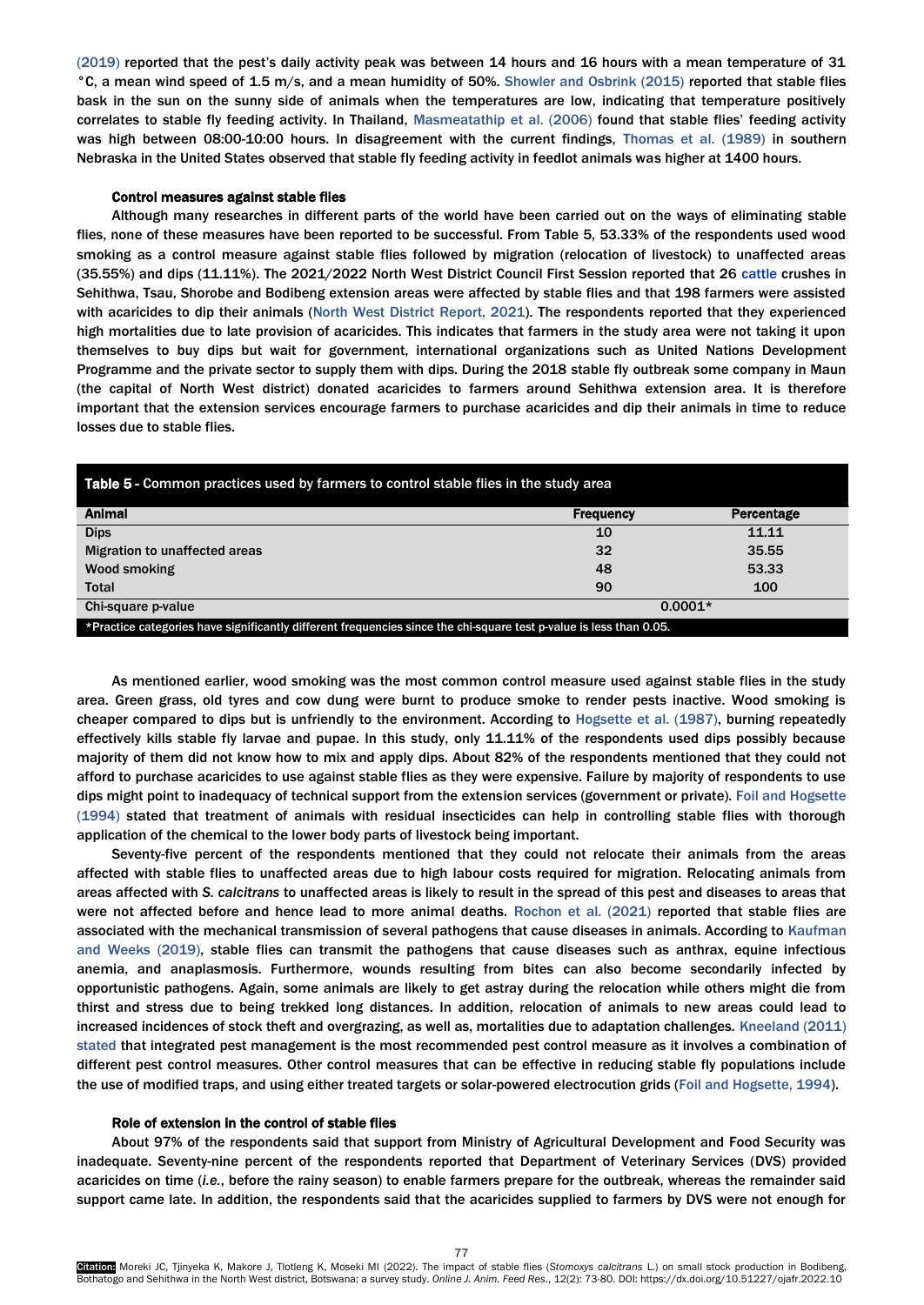(2019) reported that the pest's daily activity peak was between 14 hours and 16 hours with a mean temperature of 31 °C, a mean wind speed of 1.5 m/s, and a mean humidity of 50%. Showler and Osbrink (2015) reported that stable flies bask in the sun on the sunny side of animals when the temperatures are low, indicating that temperature positively correlates to stable fly feeding activity. In Thailand, Masmeatathip et al. (2006) found that stable flies' feeding activity was high between 08:00-10:00 hours. In disagreement with the current findings, Thomas et al. (1989) in southern Nebraska in the United States observed that stable fly feeding activity in feedlot animals was higher at 1400 hours.

**Control measures against stable flies**

Although many researches in different parts of the world have been carried out on the ways of eliminating stable flies, none of these measures have been reported to be successful. From Table 5, 53.33% of the respondents used wood smoking as a control measure against stable flies followed by migration (relocation of livestock) to unaffected areas (35.55%) and dips (11.11%). The 2021/2022 North West District Council First Session reported that 26 cattle crushes in Sehithwa, Tsau, Shorobe and Bodibeng extension areas were affected by stable flies and that 198 farmers were assisted with acaricides to dip their animals (North West District Report, 2021). The respondents reported that they experienced high mortalities due to late provision of acaricides. This indicates that farmers in the study area were not taking it upon themselves to buy dips but wait for government, international organizations such as United Nations Development Programme and the private sector to supply them with dips. During the 2018 stable fly outbreak some company in Maun (the capital of North West district) donated acaricides to farmers around Sehithwa extension area. It is therefore important that the extension services encourage farmers to purchase acaricides and dip their animals in time to reduce losses due to stable flies.

**Table 5 -** Common practices used by farmers to control stable flies in the study area

| Animal | Frequency | Percentage |
|---|---|---|
| Dips | 10 | 11.11 |
| Migration to unaffected areas | 32 | 35.55 |
| Wood smoking | 48 | 53.33 |
| Total | 90 | 100 |
| Chi-square p-value | 0.0001* | |

*Practice categories have significantly different frequencies since the chi-square test p-value is less than 0.05.

As mentioned earlier, wood smoking was the most common control measure used against stable flies in the study area. Green grass, old tyres and cow dung were burnt to produce smoke to render pests inactive. Wood smoking is cheaper compared to dips but is unfriendly to the environment. According to Hogsette et al. (1987), burning repeatedly effectively kills stable fly larvae and pupae. In this study, only 11.11% of the respondents used dips possibly because majority of them did not know how to mix and apply dips. About 82% of the respondents mentioned that they could not afford to purchase acaricides to use against stable flies as they were expensive. Failure by majority of respondents to use dips might point to inadequacy of technical support from the extension services (government or private). Foil and Hogsette (1994) stated that treatment of animals with residual insecticides can help in controlling stable flies with thorough application of the chemical to the lower body parts of livestock being important.

Seventy-five percent of the respondents mentioned that they could not relocate their animals from the areas affected with stable flies to unaffected areas due to high labour costs required for migration. Relocating animals from areas affected with *S. calcitrans* to unaffected areas is likely to result in the spread of this pest and diseases to areas that were not affected before and hence lead to more animal deaths. Rochon et al. (2021) reported that stable flies are associated with the mechanical transmission of several pathogens that cause diseases in animals. According to Kaufman and Weeks (2019), stable flies can transmit the pathogens that cause diseases such as anthrax, equine infectious anemia, and anaplasmosis. Furthermore, wounds resulting from bites can also become secondarily infected by opportunistic pathogens. Again, some animals are likely to get astray during the relocation while others might die from thirst and stress due to being trekked long distances. In addition, relocation of animals to new areas could lead to increased incidences of stock theft and overgrazing, as well as, mortalities due to adaptation challenges. Kneeland (2011) stated that integrated pest management is the most recommended pest control measure as it involves a combination of different pest control measures. Other control measures that can be effective in reducing stable fly populations include the use of modified traps, and using either treated targets or solar-powered electrocution grids (Foil and Hogsette, 1994).

**Role of extension in the control of stable flies**

About 97% of the respondents said that support from Ministry of Agricultural Development and Food Security was inadequate. Seventy-nine percent of the respondents reported that Department of Veterinary Services (DVS) provided acaricides on time (*i.e.*, before the rainy season) to enable farmers prepare for the outbreak, whereas the remainder said support came late. In addition, the respondents said that the acaricides supplied to farmers by DVS were not enough for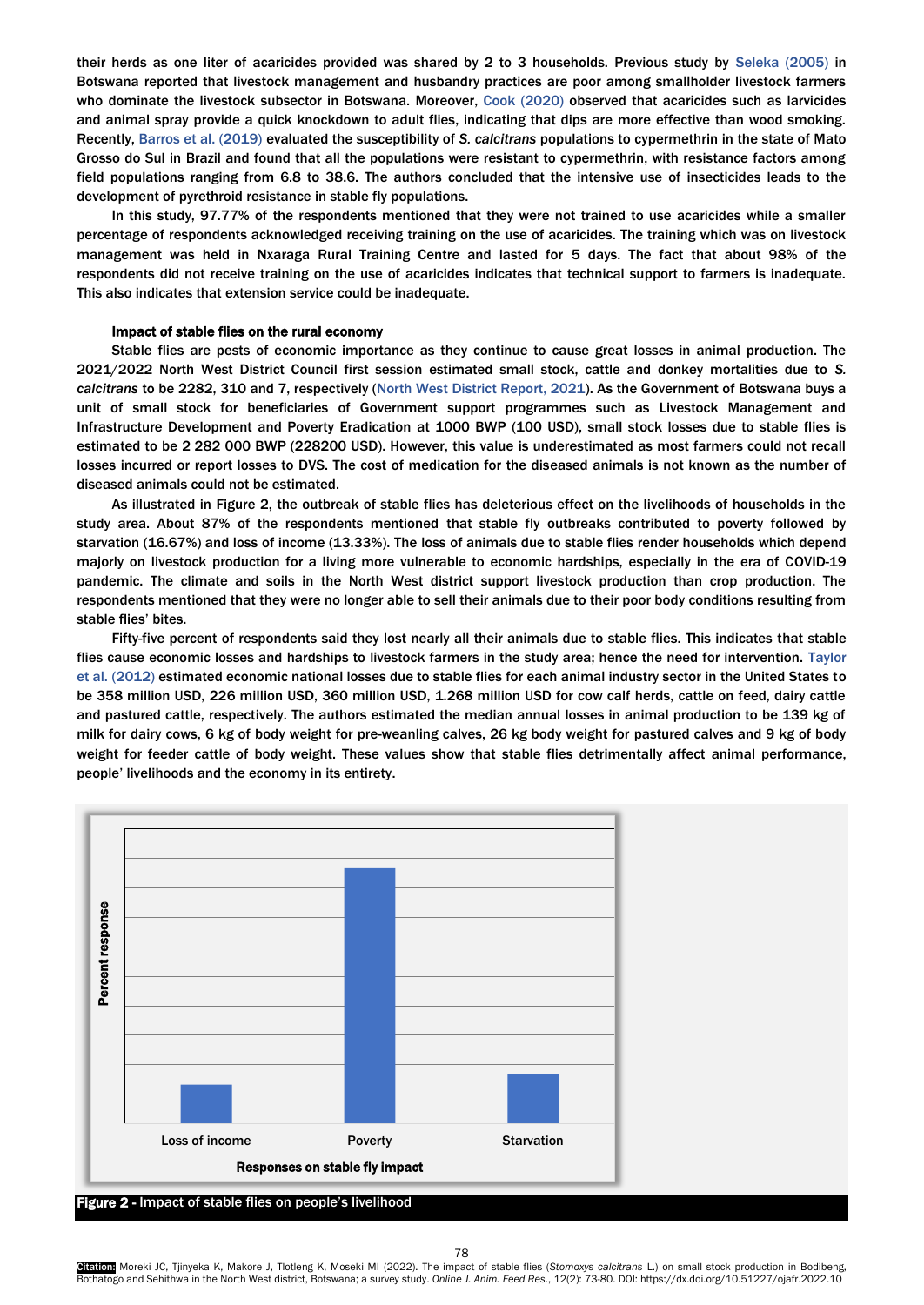their herds as one liter of acaricides provided was shared by 2 to 3 households. Previous study by Seleka (2005) in Botswana reported that livestock management and husbandry practices are poor among smallholder livestock farmers who dominate the livestock subsector in Botswana. Moreover, Cook (2020) observed that acaricides such as larvicides and animal spray provide a quick knockdown to adult flies, indicating that dips are more effective than wood smoking. Recently, Barros et al. (2019) evaluated the susceptibility of *S. calcitrans* populations to cypermethrin in the state of Mato Grosso do Sul in Brazil and found that all the populations were resistant to cypermethrin, with resistance factors among field populations ranging from 6.8 to 38.6. The authors concluded that the intensive use of insecticides leads to the development of pyrethroid resistance in stable fly populations.

In this study, 97.77% of the respondents mentioned that they were not trained to use acaricides while a smaller percentage of respondents acknowledged receiving training on the use of acaricides. The training which was on livestock management was held in Nxaraga Rural Training Centre and lasted for 5 days. The fact that about 98% of the respondents did not receive training on the use of acaricides indicates that technical support to farmers is inadequate. This also indicates that extension service could be inadequate.

**Impact of stable flies on the rural economy**

Stable flies are pests of economic importance as they continue to cause great losses in animal production. The 2021/2022 North West District Council first session estimated small stock, cattle and donkey mortalities due to *S. calcitrans* to be 2282, 310 and 7, respectively (North West District Report, 2021). As the Government of Botswana buys a unit of small stock for beneficiaries of Government support programmes such as Livestock Management and Infrastructure Development and Poverty Eradication at 1000 BWP (100 USD), small stock losses due to stable flies is estimated to be 2 282 000 BWP (228200 USD). However, this value is underestimated as most farmers could not recall losses incurred or report losses to DVS. The cost of medication for the diseased animals is not known as the number of diseased animals could not be estimated.

As illustrated in Figure 2, the outbreak of stable flies has deleterious effect on the livelihoods of households in the study area. About 87% of the respondents mentioned that stable fly outbreaks contributed to poverty followed by starvation (16.67%) and loss of income (13.33%). The loss of animals due to stable flies render households which depend majorly on livestock production for a living more vulnerable to economic hardships, especially in the era of COVID-19 pandemic. The climate and soils in the North West district support livestock production than crop production. The respondents mentioned that they were no longer able to sell their animals due to their poor body conditions resulting from stable flies' bites.

Fifty-five percent of respondents said they lost nearly all their animals due to stable flies. This indicates that stable flies cause economic losses and hardships to livestock farmers in the study area; hence the need for intervention. Taylor et al. (2012) estimated economic national losses due to stable flies for each animal industry sector in the United States to be 358 million USD, 226 million USD, 360 million USD, 1.268 million USD for cow calf herds, cattle on feed, dairy cattle and pastured cattle, respectively. The authors estimated the median annual losses in animal production to be 139 kg of milk for dairy cows, 6 kg of body weight for pre-weanling calves, 26 kg body weight for pastured calves and 9 kg of body weight for feeder cattle of body weight. These values show that stable flies detrimentally affect animal performance, people' livelihoods and the economy in its entirety.

**Figure 2** - Impact of stable flies on people's livelihood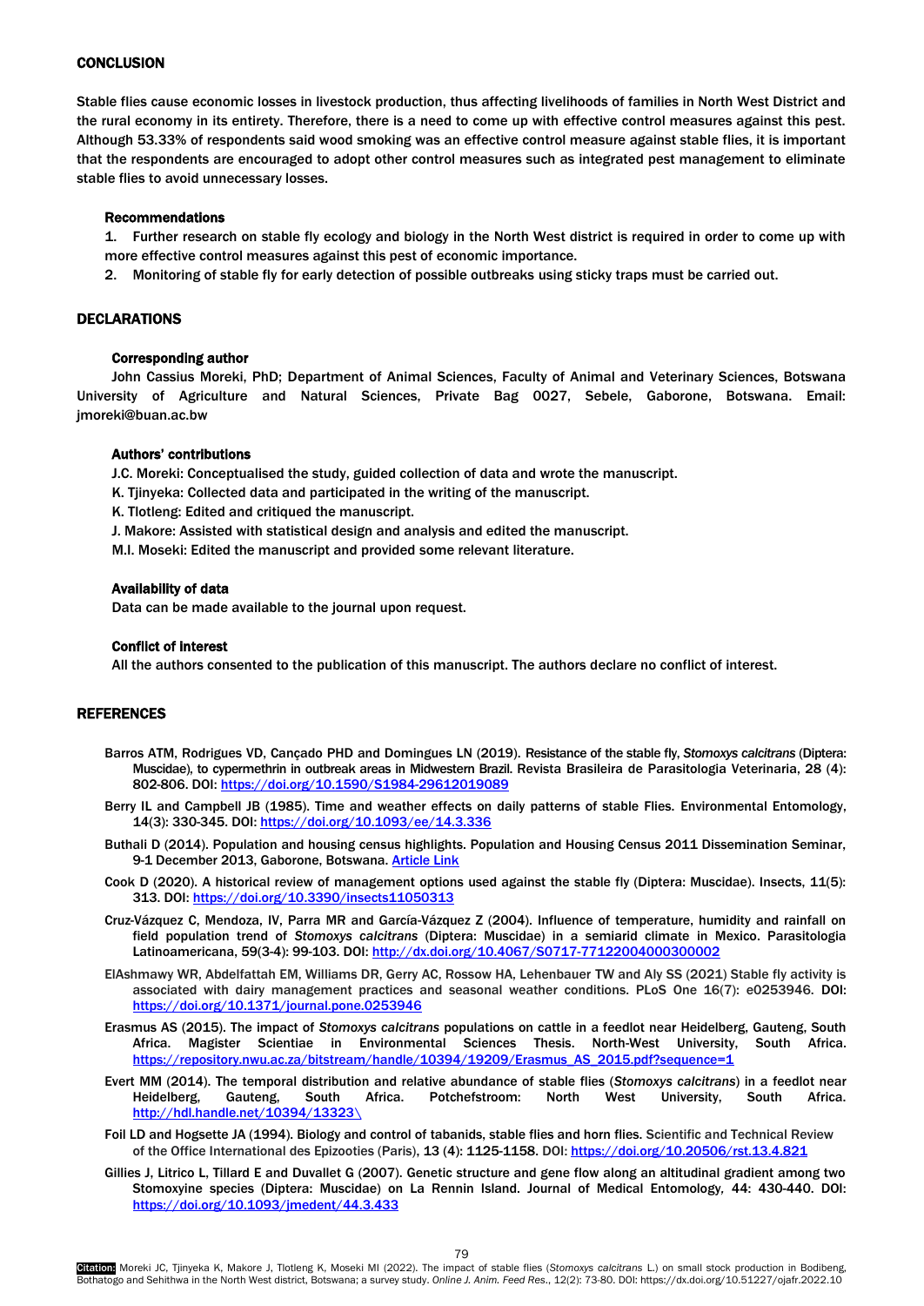## CONCLUSION

Stable flies cause economic losses in livestock production, thus affecting livelihoods of families in North West District and the rural economy in its entirety. Therefore, there is a need to come up with effective control measures against this pest. Although 53.33% of respondents said wood smoking was an effective control measure against stable flies, it is important that the respondents are encouraged to adopt other control measures such as integrated pest management to eliminate stable flies to avoid unnecessary losses.

### Recommendations

1. Further research on stable fly ecology and biology in the North West district is required in order to come up with more effective control measures against this pest of economic importance.
2. Monitoring of stable fly for early detection of possible outbreaks using sticky traps must be carried out.

## DECLARATIONS

### Corresponding author

John Cassius Moreki, PhD; Department of Animal Sciences, Faculty of Animal and Veterinary Sciences, Botswana University of Agriculture and Natural Sciences, Private Bag 0027, Sebele, Gaborone, Botswana. Email: jmoreki@buan.ac.bw

### Authors' contributions

J.C. Moreki: Conceptualised the study, guided collection of data and wrote the manuscript.

K. Tjinyeka: Collected data and participated in the writing of the manuscript.

K. Tlotleng: Edited and critiqued the manuscript.

J. Makore: Assisted with statistical design and analysis and edited the manuscript.

M.I. Moseki: Edited the manuscript and provided some relevant literature.

### Availability of data

Data can be made available to the journal upon request.

### Conflict of interest

All the authors consented to the publication of this manuscript. The authors declare no conflict of interest.

## REFERENCES

Barros ATM, Rodrigues VD, Cançado PHD and Domingues LN (2019). Resistance of the stable fly, *Stomoxys calcitrans* (Diptera: Muscidae), to cypermethrin in outbreak areas in Midwestern Brazil. Revista Brasileira de Parasitologia Veterinaria, 28 (4): 802-806. DOI: https://doi.org/10.1590/S1984-29612019089

Berry IL and Campbell JB (1985). Time and weather effects on daily patterns of stable Flies. Environmental Entomology, 14(3): 330-345. DOI: https://doi.org/10.1093/ee/14.3.336

Buthali D (2014). Population and housing census highlights. Population and Housing Census 2011 Dissemination Seminar, 9-1 December 2013, Gaborone, Botswana. Article Link

Cook D (2020). A historical review of management options used against the stable fly (Diptera: Muscidae). Insects, 11(5): 313. DOI: https://doi.org/10.3390/insects11050313

Cruz-Vázquez C, Mendoza, IV, Parra MR and García-Vázquez Z (2004). Influence of temperature, humidity and rainfall on field population trend of *Stomoxys calcitrans* (Diptera: Muscidae) in a semiarid climate in Mexico. Parasitologia Latinoamericana, 59(3-4): 99-103. DOI: http://dx.doi.org/10.4067/S0717-77122004000300002

ElAshmawy WR, Abdelfattah EM, Williams DR, Gerry AC, Rossow HA, Lehenbauer TW and Aly SS (2021) Stable fly activity is associated with dairy management practices and seasonal weather conditions. PLoS One 16(7): e0253946. DOI: https://doi.org/10.1371/journal.pone.0253946

Erasmus AS (2015). The impact of *Stomoxys calcitrans* populations on cattle in a feedlot near Heidelberg, Gauteng, South Africa. Magister Scientiae in Environmental Sciences Thesis. North-West University, South Africa. https://repository.nwu.ac.za/bitstream/handle/10394/19209/Erasmus_AS_2015.pdf?sequence=1

Evert MM (2014). The temporal distribution and relative abundance of stable flies (*Stomoxys calcitrans*) in a feedlot near Heidelberg, Gauteng, South Africa. Potchefstroom: North West University, South Africa. http://hdl.handle.net/10394/13323\

Foil LD and Hogsette JA (1994). Biology and control of tabanids, stable flies and horn flies. Scientific and Technical Review of the Office International des Epizooties (Paris), 13 (4): 1125-1158. DOI: https://doi.org/10.20506/rst.13.4.821

Gillies J, Litrico L, Tillard E and Duvallet G (2007). Genetic structure and gene flow along an altitudinal gradient among two Stomoxyine species (Diptera: Muscidae) on La Rennin Island. Journal of Medical Entomology, 44: 430-440. DOI: https://doi.org/10.1093/jmedent/44.3.433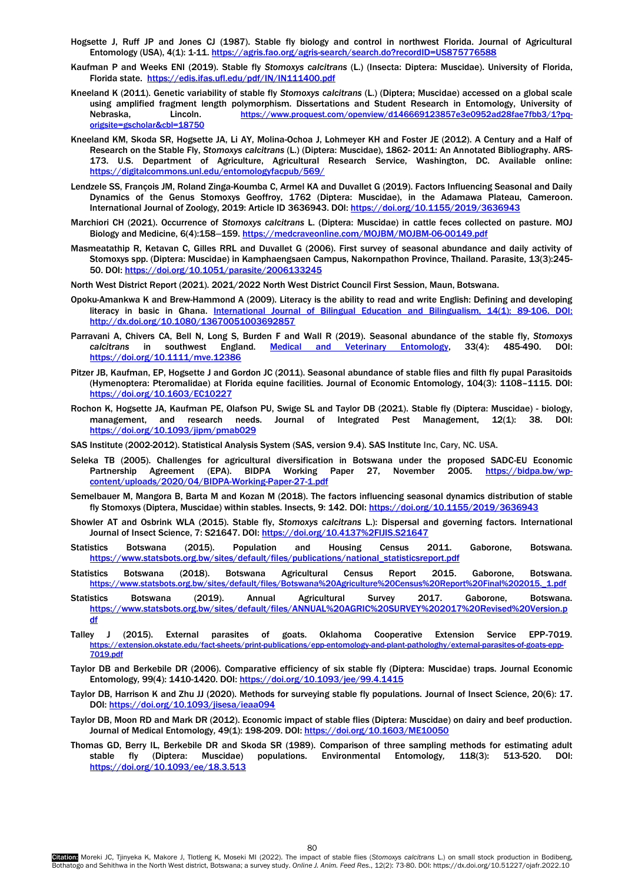Hogsette J, Ruff JP and Jones CJ (1987). Stable fly biology and control in northwest Florida. Journal of Agricultural Entomology (USA), 4(1): 1-11. https://agris.fao.org/agris-search/search.do?recordID=US875776588

Kaufman P and Weeks ENI (2019). Stable fly *Stomoxys calcitrans* (L.) (Insecta: Diptera: Muscidae). University of Florida, Florida state. https://edis.ifas.ufl.edu/pdf/IN/IN111400.pdf

Kneeland K (2011). Genetic variability of stable fly *Stomoxys calcitrans* (L.) (Diptera; Muscidae) accessed on a global scale using amplified fragment length polymorphism. Dissertations and Student Research in Entomology, University of Nebraska, Lincoln. https://www.proquest.com/openview/d146669123857e3e0952ad28fae7fbb3/1?pq-origsite=gscholar&cbl=18750

Kneeland KM, Skoda SR, Hogsette JA, Li AY, Molina-Ochoa J, Lohmeyer KH and Foster JE (2012). A Century and a Half of Research on the Stable Fly, *Stomoxys calcitrans* (L.) (Diptera: Muscidae), 1862- 2011: An Annotated Bibliography. ARS-173. U.S. Department of Agriculture, Agricultural Research Service, Washington, DC. Available online: https://digitalcommons.unl.edu/entomologyfacpub/569/

Lendzele SS, François JM, Roland Zinga-Koumba C, Armel KA and Duvallet G (2019). Factors Influencing Seasonal and Daily Dynamics of the Genus Stomoxys Geoffroy, 1762 (Diptera: Muscidae), in the Adamawa Plateau, Cameroon. International Journal of Zoology, 2019: Article ID 3636943. DOI: https://doi.org/10.1155/2019/3636943

Marchiori CH (2021). Occurrence of *Stomoxys calcitrans* L. (Diptera: Muscidae) in cattle feces collected on pasture. MOJ Biology and Medicine, 6(4):158–159. https://medcraveonline.com/MOJBM/MOJBM-06-00149.pdf

Masmeatathip R, Ketavan C, Gilles RRL and Duvallet G (2006). First survey of seasonal abundance and daily activity of Stomoxys spp. (Diptera: Muscidae) in Kamphaengsaen Campus, Nakornpathon Province, Thailand. Parasite, 13(3):245-50. DOI: https://doi.org/10.1051/parasite/2006133245

North West District Report (2021). 2021/2022 North West District Council First Session, Maun, Botswana.

Opoku-Amankwa K and Brew-Hammond A (2009). Literacy is the ability to read and write English: Defining and developing literacy in basic in Ghana. International Journal of Bilingual Education and Bilingualism, 14(1): 89-106. DOI: http://dx.doi.org/10.1080/13670051003692857

Parravani A, Chivers CA, Bell N, Long S, Burden F and Wall R (2019). Seasonal abundance of the stable fly, *Stomoxys calcitrans* in southwest England. Medical and Veterinary Entomology, 33(4): 485-490. DOI: https://doi.org/10.1111/mve.12386

Pitzer JB, Kaufman, EP, Hogsette J and Gordon JC (2011). Seasonal abundance of stable flies and filth fly pupal Parasitoids (Hymenoptera: Pteromalidae) at Florida equine facilities. Journal of Economic Entomology, 104(3): 1108–1115. DOI: https://doi.org/10.1603/EC10227

Rochon K, Hogsette JA, Kaufman PE, Olafson PU, Swige SL and Taylor DB (2021). Stable fly (Diptera: Muscidae) - biology, management, and research needs. Journal of Integrated Pest Management, 12(1): 38. DOI: https://doi.org/10.1093/jipm/pmab029

SAS Institute (2002-2012). Statistical Analysis System (SAS, version 9.4). SAS Institute Inc, Cary, NC. USA.

Seleka TB (2005). Challenges for agricultural diversification in Botswana under the proposed SADC-EU Economic Partnership Agreement (EPA). BIDPA Working Paper 27, November 2005. https://bidpa.bw/wp-content/uploads/2020/04/BIDPA-Working-Paper-27-1.pdf

Semelbauer M, Mangora B, Barta M and Kozan M (2018). The factors influencing seasonal dynamics distribution of stable fly Stomoxys (Diptera, Muscidae) within stables. Insects, 9: 142. DOI: https://doi.org/10.1155/2019/3636943

Showler AT and Osbrink WLA (2015). Stable fly, *Stomoxys calcitrans* L.): Dispersal and governing factors. International Journal of Insect Science, 7: S21647. DOI: https://doi.org/10.4137%2FIJIS.S21647

Statistics Botswana (2015). Population and Housing Census 2011. Gaborone, Botswana. https://www.statsbots.org.bw/sites/default/files/publications/national_statisticsreport.pdf

Statistics Botswana (2018). Botswana Agricultural Census Report 2015. Gaborone, Botswana. https://www.statsbots.org.bw/sites/default/files/Botswana%20Agriculture%20Census%20Report%20Final%202015._1.pdf

Statistics Botswana (2019). Annual Agricultural Survey 2017. Gaborone, Botswana. https://www.statsbots.org.bw/sites/default/files/ANNUAL%20AGRIC%20SURVEY%202017%20Revised%20Version.pdf

Talley J (2015). External parasites of goats. Oklahoma Cooperative Extension Service EPP-7019. https://extension.okstate.edu/fact-sheets/print-publications/epp-entomology-and-plant-pathologhy/external-parasites-of-goats-epp-7019.pdf

Taylor DB and Berkebile DR (2006). Comparative efficiency of six stable fly (Diptera: Muscidae) traps. Journal Economic Entomology, 99(4): 1410-1420. DOI: https://doi.org/10.1093/jee/99.4.1415

Taylor DB, Harrison K and Zhu JJ (2020). Methods for surveying stable fly populations. Journal of Insect Science, 20(6): 17. DOI: https://doi.org/10.1093/jisesa/ieaa094

Taylor DB, Moon RD and Mark DR (2012). Economic impact of stable flies (Diptera: Muscidae) on dairy and beef production. Journal of Medical Entomology, 49(1): 198-209. DOI: https://doi.org/10.1603/ME10050

Thomas GD, Berry IL, Berkebile DR and Skoda SR (1989). Comparison of three sampling methods for estimating adult stable fly (Diptera: Muscidae) populations. Environmental Entomology, 118(3): 513-520. DOI: https://doi.org/10.1093/ee/18.3.513